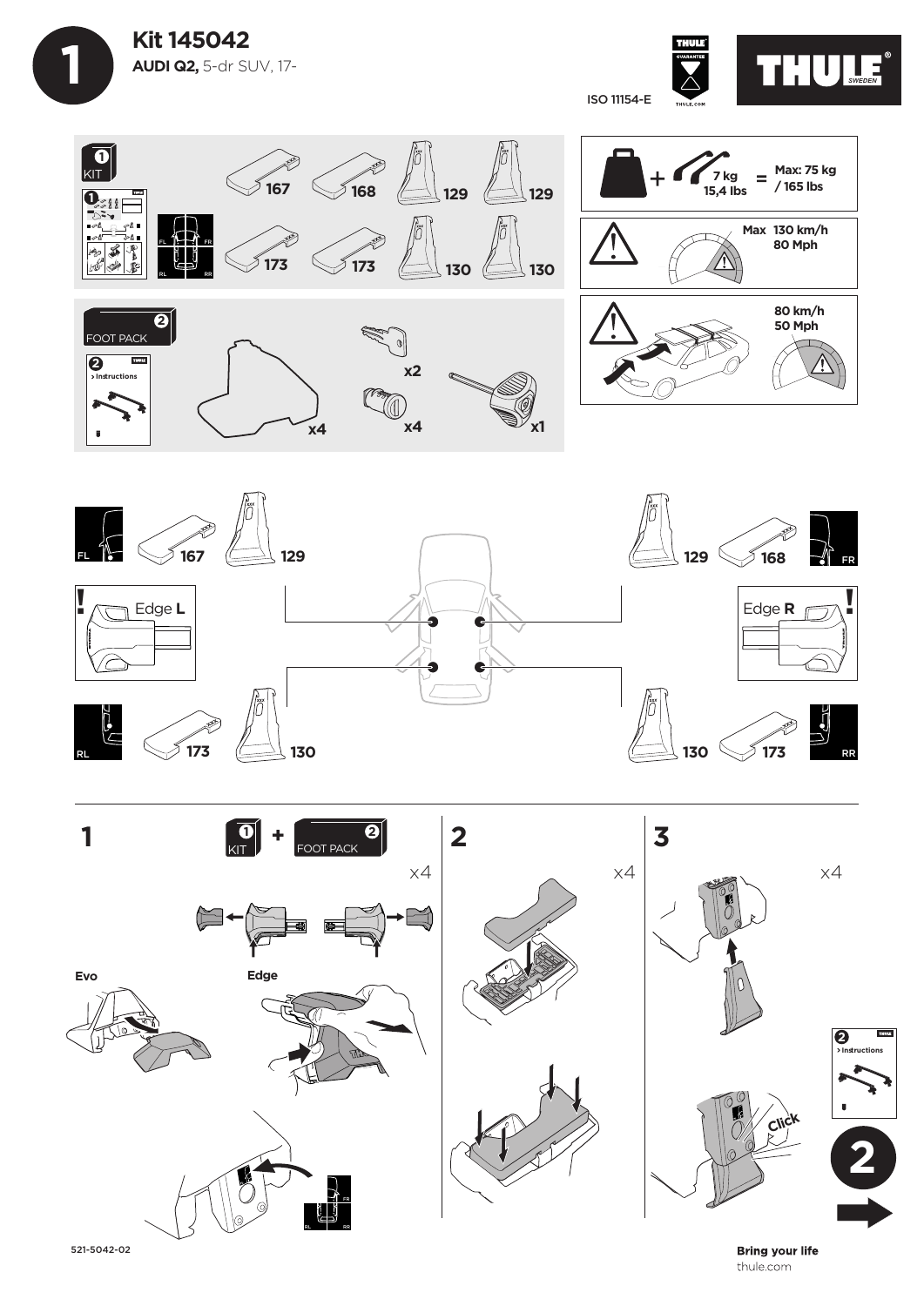# Kit 145042

**AUDI Q2,** 5-dr SUV, 17-

ISO 11154-E

THULE GUARANTEE

THULE SWEDEN

## 1 KIT

167 · 168 · 129 · 129

173 · 173 · 130 · 130

FL · FR · RL · RR

## 2 FOOT PACK

> Instructions

x4 · x2 · x4 · x1

7 kg / 15,4 lbs = **Max: 75 kg / 165 lbs**

**Max 130 km/h / 80 Mph**

**80 km/h / 50 Mph**

---

| Position | Pad | Bracket |
|---|---|---|
| FL | 167 | 129 |
| FR | 168 | 129 |
| RL | 173 | 130 |
| RR | 173 | 130 |

Edge **L**

Edge **R**

---

**1** KIT + FOOT PACK — x4

Evo

Edge

**2** — x4

**3** — x4

Click

> Instructions

**2**

521-5042-02

**Bring your life**

thule.com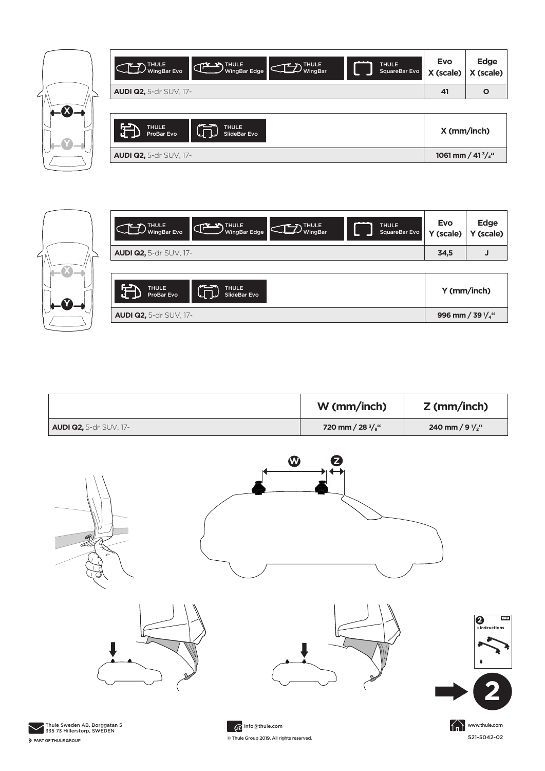| THULE WingBar Evo / THULE WingBar Edge / THULE WingBar / THULE SquareBar Evo | Evo X (scale) | Edge X (scale) |
|---|---|---|
| **AUDI Q2,** 5-dr SUV, 17- | 41 | O |

| THULE ProBar Evo / THULE SlideBar Evo | X (mm/inch) |
|---|---|
| **AUDI Q2,** 5-dr SUV, 17- | 1061 mm / 41 3/4" |

| THULE WingBar Evo / THULE WingBar Edge / THULE WingBar / THULE SquareBar Evo | Evo Y (scale) | Edge Y (scale) |
|---|---|---|
| **AUDI Q2,** 5-dr SUV, 17- | 34,5 | J |

| THULE ProBar Evo / THULE SlideBar Evo | Y (mm/inch) |
|---|---|
| **AUDI Q2,** 5-dr SUV, 17- | 996 mm / 39 1/4" |

| | W (mm/inch) | Z (mm/inch) |
|---|---|---|
| **AUDI Q2,** 5-dr SUV, 17- | 720 mm / 28 3/8" | 240 mm / 9 1/2" |

W

Z

2 > Instructions

2

Thule Sweden AB, Borggatan 5
335 73 Hillerstorp, SWEDEN

PART OF THULE GROUP

info@thule.com

© Thule Group 2019. All rights reserved.

www.thule.com

521-5042-02